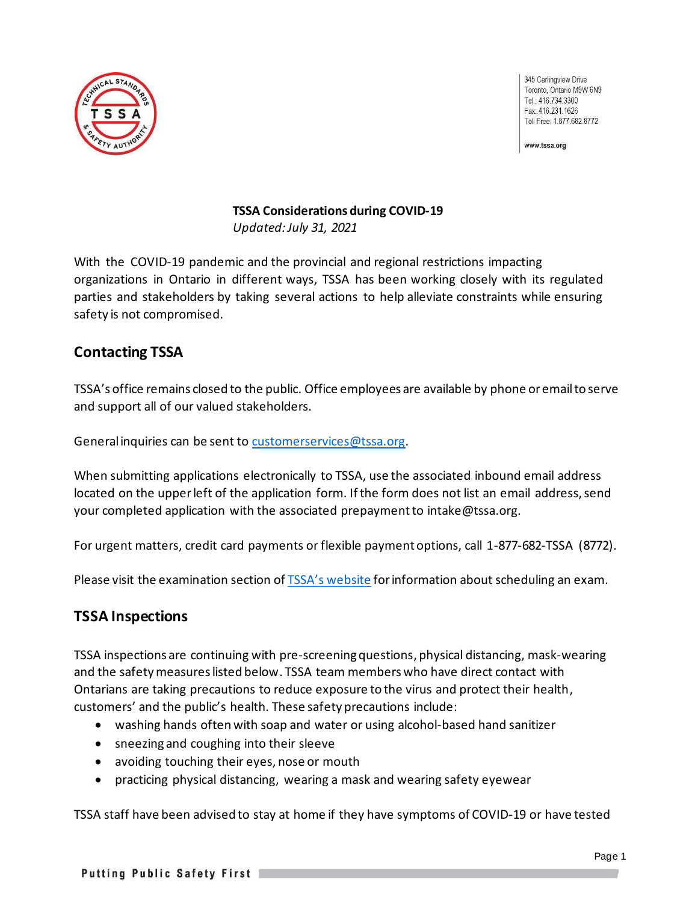345 Carlingview Drive
Toronto, Ontario M9W 6N9
Tel.: 416.734.3300
Fax: 416.231.1626
Toll Free: 1.877.682.8772

www.tssa.org

**TSSA Considerations during COVID-19**
*Updated: July 31, 2021*

With the COVID-19 pandemic and the provincial and regional restrictions impacting organizations in Ontario in different ways, TSSA has been working closely with its regulated parties and stakeholders by taking several actions to help alleviate constraints while ensuring safety is not compromised.

## Contacting TSSA

TSSA's office remains closed to the public. Office employees are available by phone or email to serve and support all of our valued stakeholders.

General inquiries can be sent to [customerservices@tssa.org](mailto:customerservices@tssa.org).

When submitting applications electronically to TSSA, use the associated inbound email address located on the upper left of the application form. If the form does not list an email address, send your completed application with the associated prepayment to intake@tssa.org.

For urgent matters, credit card payments or flexible payment options, call 1-877-682-TSSA (8772).

Please visit the examination section of [TSSA's website](https://www.tssa.org) for information about scheduling an exam.

## TSSA Inspections

TSSA inspections are continuing with pre-screening questions, physical distancing, mask-wearing and the safety measures listed below. TSSA team members who have direct contact with Ontarians are taking precautions to reduce exposure to the virus and protect their health, customers' and the public's health. These safety precautions include:

- washing hands often with soap and water or using alcohol-based hand sanitizer
- sneezing and coughing into their sleeve
- avoiding touching their eyes, nose or mouth
- practicing physical distancing, wearing a mask and wearing safety eyewear

TSSA staff have been advised to stay at home if they have symptoms of COVID-19 or have tested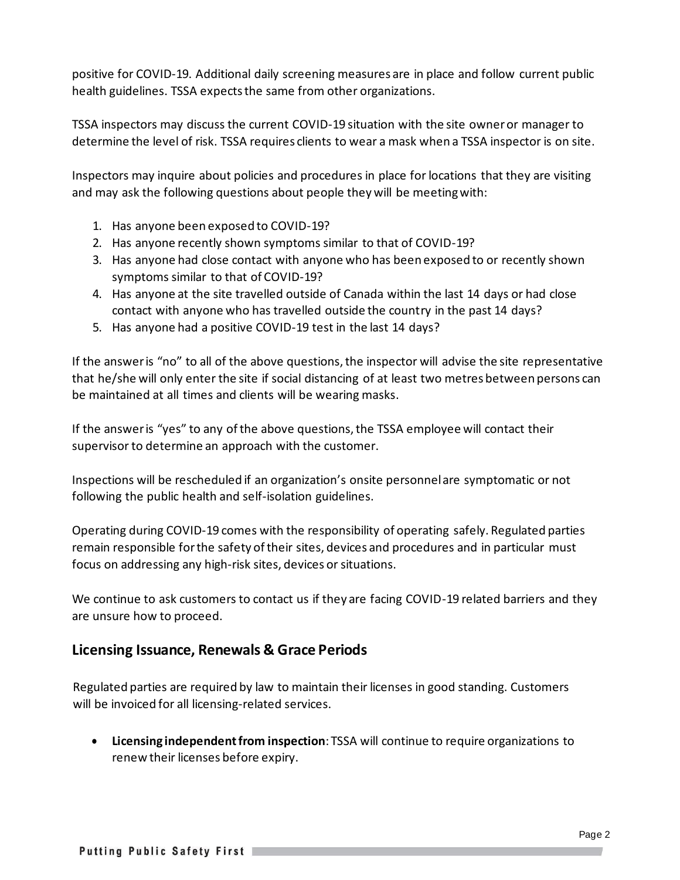positive for COVID-19. Additional daily screening measures are in place and follow current public health guidelines. TSSA expects the same from other organizations.

TSSA inspectors may discuss the current COVID-19 situation with the site owner or manager to determine the level of risk. TSSA requires clients to wear a mask when a TSSA inspector is on site.

Inspectors may inquire about policies and procedures in place for locations that they are visiting and may ask the following questions about people they will be meeting with:

1. Has anyone been exposed to COVID-19?
2. Has anyone recently shown symptoms similar to that of COVID-19?
3. Has anyone had close contact with anyone who has been exposed to or recently shown symptoms similar to that of COVID-19?
4. Has anyone at the site travelled outside of Canada within the last 14 days or had close contact with anyone who has travelled outside the country in the past 14 days?
5. Has anyone had a positive COVID-19 test in the last 14 days?

If the answer is "no" to all of the above questions, the inspector will advise the site representative that he/she will only enter the site if social distancing of at least two metres between persons can be maintained at all times and clients will be wearing masks.

If the answer is "yes" to any of the above questions, the TSSA employee will contact their supervisor to determine an approach with the customer.

Inspections will be rescheduled if an organization's onsite personnel are symptomatic or not following the public health and self-isolation guidelines.

Operating during COVID-19 comes with the responsibility of operating safely. Regulated parties remain responsible for the safety of their sites, devices and procedures and in particular must focus on addressing any high-risk sites, devices or situations.

We continue to ask customers to contact us if they are facing COVID-19 related barriers and they are unsure how to proceed.

## Licensing Issuance, Renewals & Grace Periods

Regulated parties are required by law to maintain their licenses in good standing. Customers will be invoiced for all licensing-related services.

- **Licensing independent from inspection**: TSSA will continue to require organizations to renew their licenses before expiry.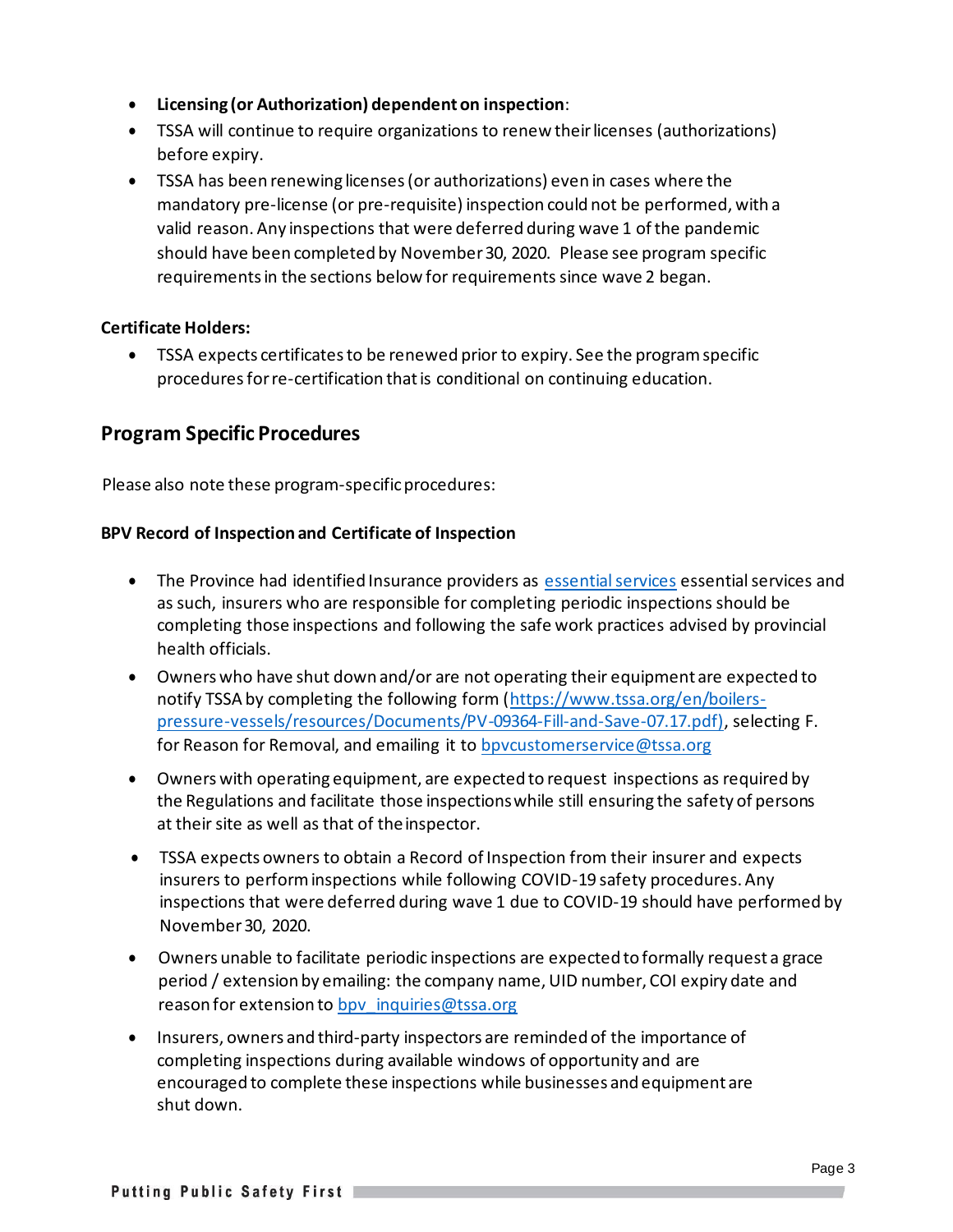- **Licensing (or Authorization) dependent on inspection**:
- TSSA will continue to require organizations to renew their licenses (authorizations) before expiry.
- TSSA has been renewing licenses (or authorizations) even in cases where the mandatory pre-license (or pre-requisite) inspection could not be performed, with a valid reason. Any inspections that were deferred during wave 1 of the pandemic should have been completed by November 30, 2020. Please see program specific requirements in the sections below for requirements since wave 2 began.

**Certificate Holders:**

- TSSA expects certificates to be renewed prior to expiry. See the program specific procedures for re-certification that is conditional on continuing education.

## Program Specific Procedures

Please also note these program-specific procedures:

**BPV Record of Inspection and Certificate of Inspection**

- The Province had identified Insurance providers as [essential services](essential services) essential services and as such, insurers who are responsible for completing periodic inspections should be completing those inspections and following the safe work practices advised by provincial health officials.
- Owners who have shut down and/or are not operating their equipment are expected to notify TSSA by completing the following form (https://www.tssa.org/en/boilers-pressure-vessels/resources/Documents/PV-09364-Fill-and-Save-07.17.pdf), selecting F. for Reason for Removal, and emailing it to bpvcustomerservice@tssa.org
- Owners with operating equipment, are expected to request inspections as required by the Regulations and facilitate those inspections while still ensuring the safety of persons at their site as well as that of the inspector.
- TSSA expects owners to obtain a Record of Inspection from their insurer and expects insurers to perform inspections while following COVID-19 safety procedures. Any inspections that were deferred during wave 1 due to COVID-19 should have performed by November 30, 2020.
- Owners unable to facilitate periodic inspections are expected to formally request a grace period / extension by emailing: the company name, UID number, COI expiry date and reason for extension to bpv_inquiries@tssa.org
- Insurers, owners and third-party inspectors are reminded of the importance of completing inspections during available windows of opportunity and are encouraged to complete these inspections while businesses and equipment are shut down.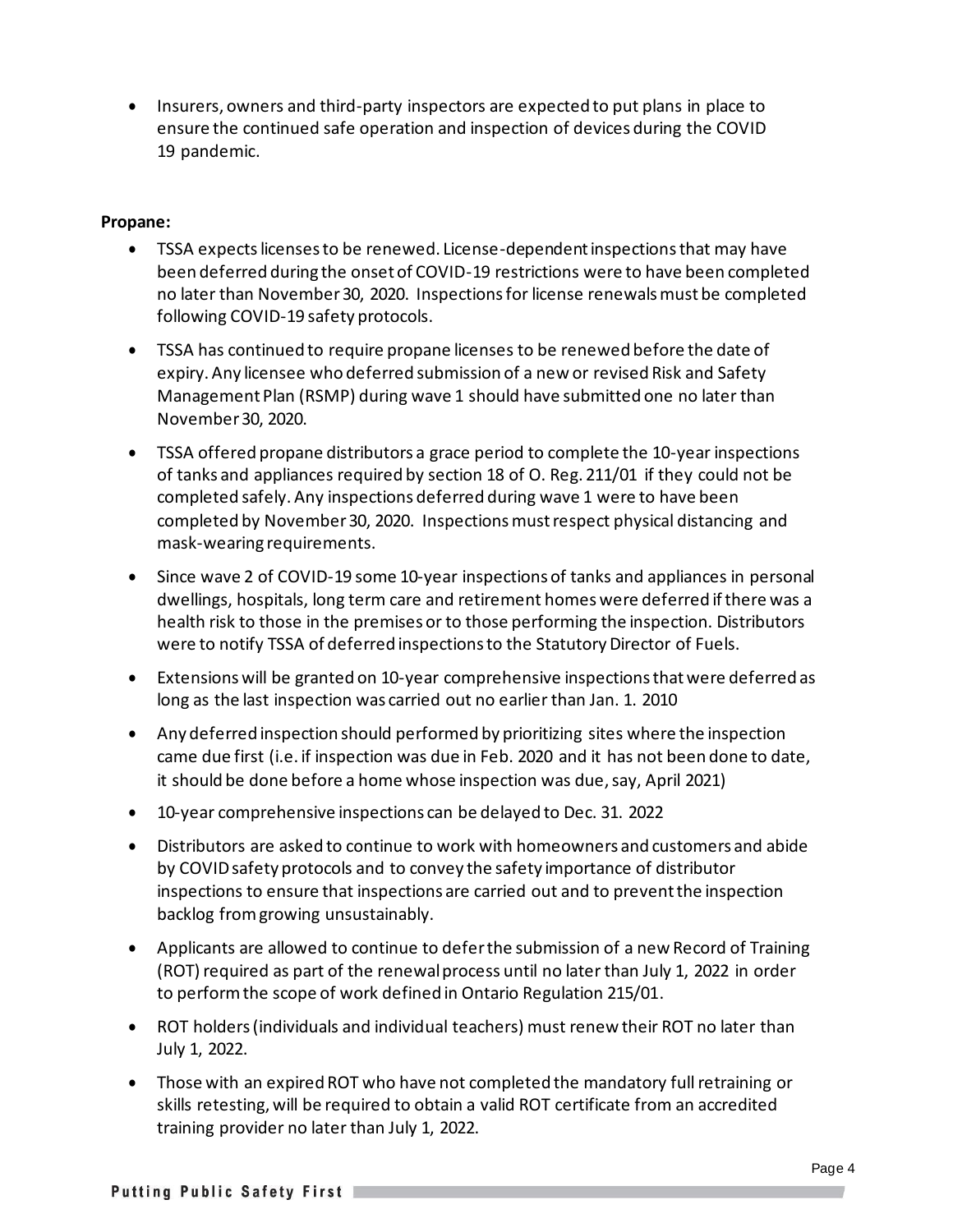- Insurers, owners and third-party inspectors are expected to put plans in place to ensure the continued safe operation and inspection of devices during the COVID 19 pandemic.

**Propane:**

- TSSA expects licenses to be renewed. License-dependent inspections that may have been deferred during the onset of COVID-19 restrictions were to have been completed no later than November 30, 2020. Inspections for license renewals must be completed following COVID-19 safety protocols.
- TSSA has continued to require propane licenses to be renewed before the date of expiry. Any licensee who deferred submission of a new or revised Risk and Safety Management Plan (RSMP) during wave 1 should have submitted one no later than November 30, 2020.
- TSSA offered propane distributors a grace period to complete the 10-year inspections of tanks and appliances required by section 18 of O. Reg. 211/01 if they could not be completed safely. Any inspections deferred during wave 1 were to have been completed by November 30, 2020. Inspections must respect physical distancing and mask-wearing requirements.
- Since wave 2 of COVID-19 some 10-year inspections of tanks and appliances in personal dwellings, hospitals, long term care and retirement homes were deferred if there was a health risk to those in the premises or to those performing the inspection. Distributors were to notify TSSA of deferred inspections to the Statutory Director of Fuels.
- Extensions will be granted on 10-year comprehensive inspections that were deferred as long as the last inspection was carried out no earlier than Jan. 1. 2010
- Any deferred inspection should performed by prioritizing sites where the inspection came due first (i.e. if inspection was due in Feb. 2020 and it has not been done to date, it should be done before a home whose inspection was due, say, April 2021)
- 10-year comprehensive inspections can be delayed to Dec. 31. 2022
- Distributors are asked to continue to work with homeowners and customers and abide by COVID safety protocols and to convey the safety importance of distributor inspections to ensure that inspections are carried out and to prevent the inspection backlog from growing unsustainably.
- Applicants are allowed to continue to defer the submission of a new Record of Training (ROT) required as part of the renewal process until no later than July 1, 2022 in order to perform the scope of work defined in Ontario Regulation 215/01.
- ROT holders (individuals and individual teachers) must renew their ROT no later than July 1, 2022.
- Those with an expired ROT who have not completed the mandatory full retraining or skills retesting, will be required to obtain a valid ROT certificate from an accredited training provider no later than July 1, 2022.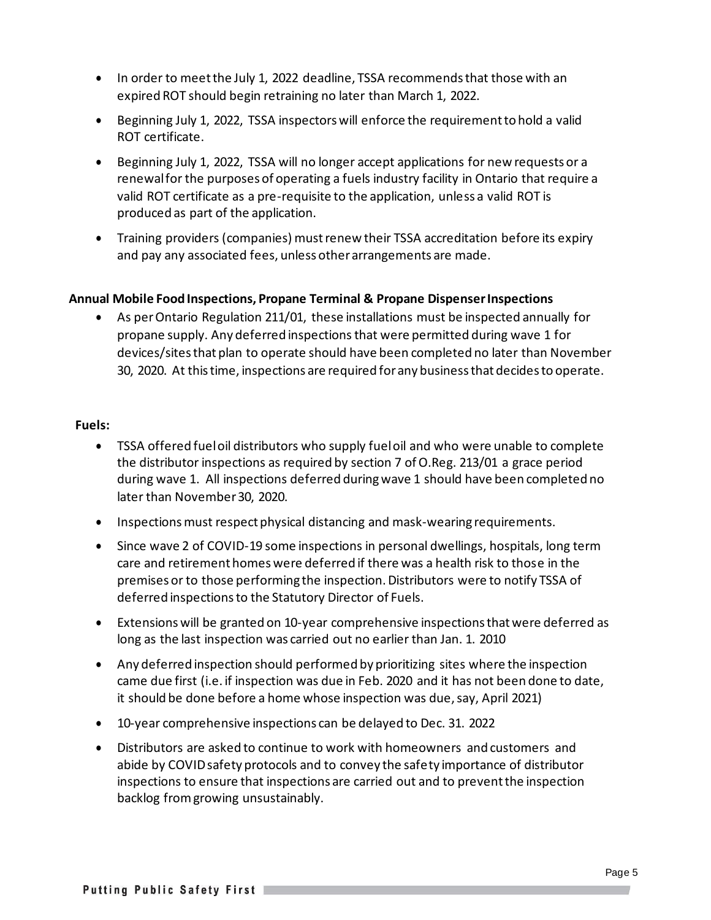- In order to meet the July 1, 2022 deadline, TSSA recommends that those with an expired ROT should begin retraining no later than March 1, 2022.
- Beginning July 1, 2022, TSSA inspectors will enforce the requirement to hold a valid ROT certificate.
- Beginning July 1, 2022, TSSA will no longer accept applications for new requests or a renewal for the purposes of operating a fuels industry facility in Ontario that require a valid ROT certificate as a pre-requisite to the application, unless a valid ROT is produced as part of the application.
- Training providers (companies) must renew their TSSA accreditation before its expiry and pay any associated fees, unless other arrangements are made.

**Annual Mobile Food Inspections, Propane Terminal & Propane Dispenser Inspections**

- As per Ontario Regulation 211/01, these installations must be inspected annually for propane supply. Any deferred inspections that were permitted during wave 1 for devices/sites that plan to operate should have been completed no later than November 30, 2020. At this time, inspections are required for any business that decides to operate.

**Fuels:**

- TSSA offered fuel oil distributors who supply fuel oil and who were unable to complete the distributor inspections as required by section 7 of O.Reg. 213/01 a grace period during wave 1. All inspections deferred during wave 1 should have been completed no later than November 30, 2020.
- Inspections must respect physical distancing and mask-wearing requirements.
- Since wave 2 of COVID-19 some inspections in personal dwellings, hospitals, long term care and retirement homes were deferred if there was a health risk to those in the premises or to those performing the inspection. Distributors were to notify TSSA of deferred inspections to the Statutory Director of Fuels.
- Extensions will be granted on 10-year comprehensive inspections that were deferred as long as the last inspection was carried out no earlier than Jan. 1. 2010
- Any deferred inspection should performed by prioritizing sites where the inspection came due first (i.e. if inspection was due in Feb. 2020 and it has not been done to date, it should be done before a home whose inspection was due, say, April 2021)
- 10-year comprehensive inspections can be delayed to Dec. 31. 2022
- Distributors are asked to continue to work with homeowners and customers and abide by COVID safety protocols and to convey the safety importance of distributor inspections to ensure that inspections are carried out and to prevent the inspection backlog from growing unsustainably.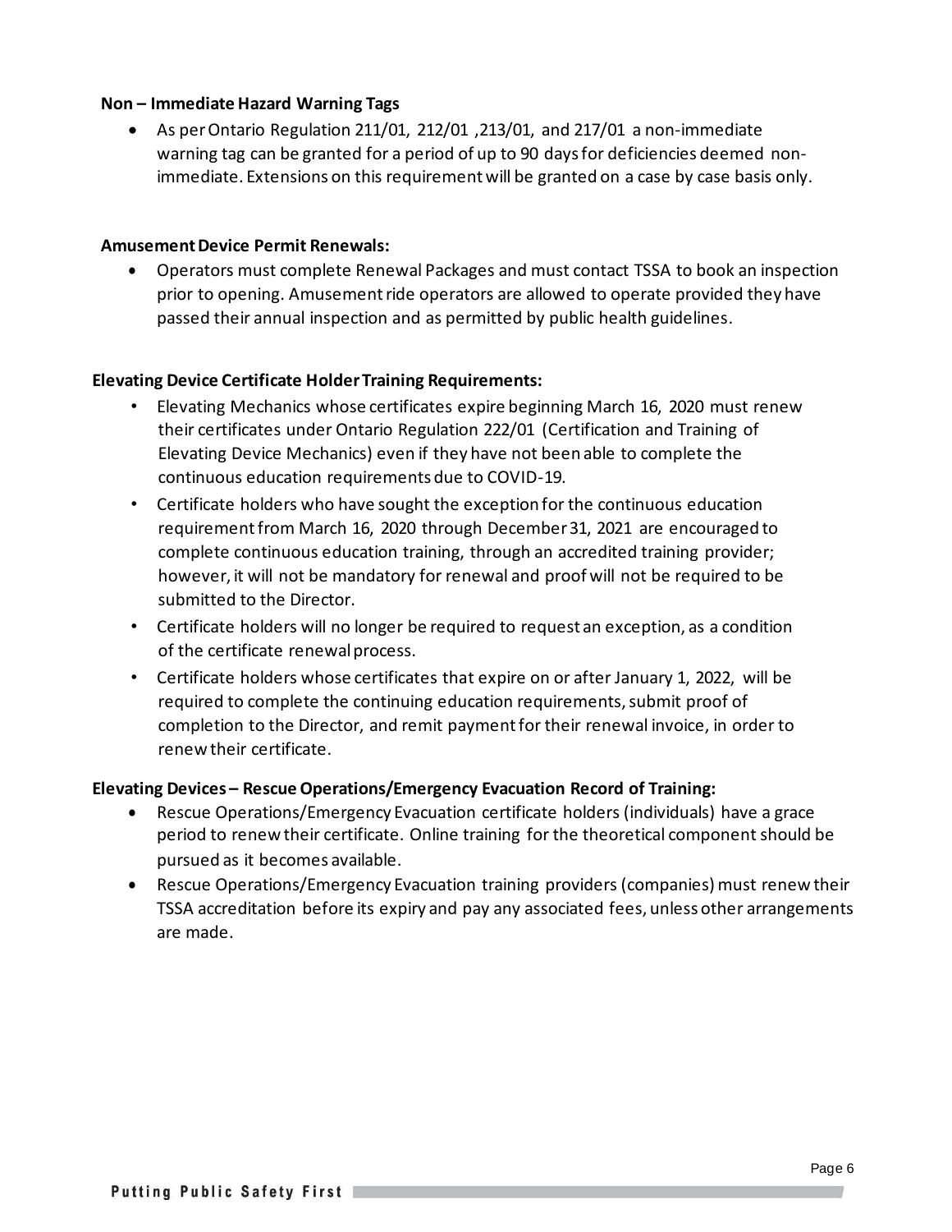**Non – Immediate Hazard Warning Tags**

- As per Ontario Regulation 211/01, 212/01 ,213/01, and 217/01 a non-immediate warning tag can be granted for a period of up to 90 days for deficiencies deemed non-immediate. Extensions on this requirement will be granted on a case by case basis only.

**Amusement Device Permit Renewals:**

- Operators must complete Renewal Packages and must contact TSSA to book an inspection prior to opening. Amusement ride operators are allowed to operate provided they have passed their annual inspection and as permitted by public health guidelines.

**Elevating Device Certificate Holder Training Requirements:**

- Elevating Mechanics whose certificates expire beginning March 16, 2020 must renew their certificates under Ontario Regulation 222/01 (Certification and Training of Elevating Device Mechanics) even if they have not been able to complete the continuous education requirements due to COVID-19.
- Certificate holders who have sought the exception for the continuous education requirement from March 16, 2020 through December 31, 2021 are encouraged to complete continuous education training, through an accredited training provider; however, it will not be mandatory for renewal and proof will not be required to be submitted to the Director.
- Certificate holders will no longer be required to request an exception, as a condition of the certificate renewal process.
- Certificate holders whose certificates that expire on or after January 1, 2022, will be required to complete the continuing education requirements, submit proof of completion to the Director, and remit payment for their renewal invoice, in order to renew their certificate.

**Elevating Devices – Rescue Operations/Emergency Evacuation Record of Training:**

- Rescue Operations/Emergency Evacuation certificate holders (individuals) have a grace period to renew their certificate. Online training for the theoretical component should be pursued as it becomes available.
- Rescue Operations/Emergency Evacuation training providers (companies) must renew their TSSA accreditation before its expiry and pay any associated fees, unless other arrangements are made.